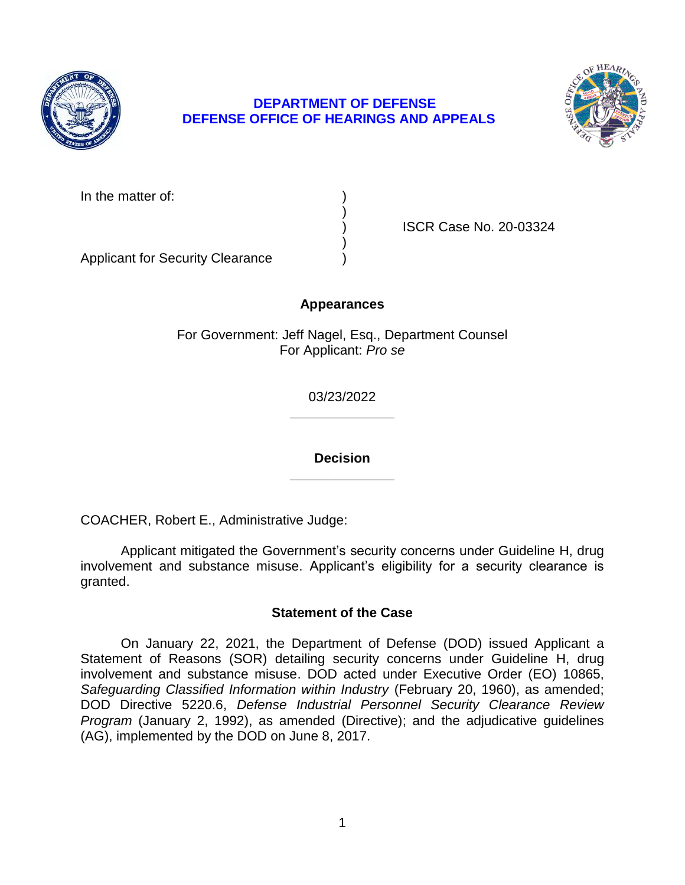# DEPARTMENT OF DEFENSE
# DEFENSE OFFICE OF HEARINGS AND APPEALS

In the matter of: )
)
) ISCR Case No. 20-03324
)
Applicant for Security Clearance )

## Appearances

For Government: Jeff Nagel, Esq., Department Counsel
For Applicant: *Pro se*

03/23/2022

______________

## Decision

______________

COACHER, Robert E., Administrative Judge:

Applicant mitigated the Government's security concerns under Guideline H, drug involvement and substance misuse. Applicant's eligibility for a security clearance is granted.

## Statement of the Case

On January 22, 2021, the Department of Defense (DOD) issued Applicant a Statement of Reasons (SOR) detailing security concerns under Guideline H, drug involvement and substance misuse. DOD acted under Executive Order (EO) 10865, *Safeguarding Classified Information within Industry* (February 20, 1960), as amended; DOD Directive 5220.6, *Defense Industrial Personnel Security Clearance Review Program* (January 2, 1992), as amended (Directive); and the adjudicative guidelines (AG), implemented by the DOD on June 8, 2017.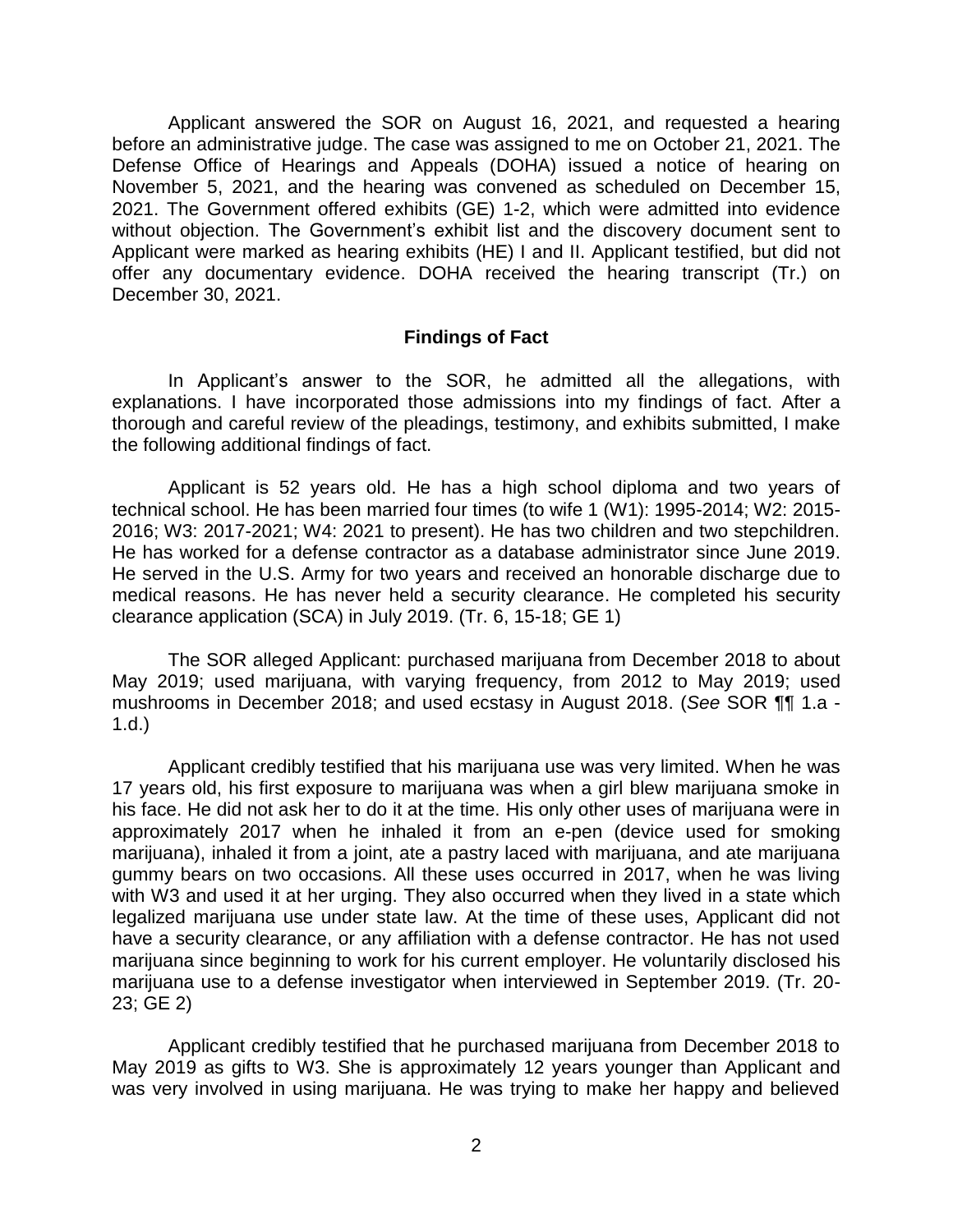Applicant answered the SOR on August 16, 2021, and requested a hearing before an administrative judge. The case was assigned to me on October 21, 2021. The Defense Office of Hearings and Appeals (DOHA) issued a notice of hearing on November 5, 2021, and the hearing was convened as scheduled on December 15, 2021. The Government offered exhibits (GE) 1-2, which were admitted into evidence without objection. The Government's exhibit list and the discovery document sent to Applicant were marked as hearing exhibits (HE) I and II. Applicant testified, but did not offer any documentary evidence. DOHA received the hearing transcript (Tr.) on December 30, 2021.

## Findings of Fact

In Applicant's answer to the SOR, he admitted all the allegations, with explanations. I have incorporated those admissions into my findings of fact. After a thorough and careful review of the pleadings, testimony, and exhibits submitted, I make the following additional findings of fact.

Applicant is 52 years old. He has a high school diploma and two years of technical school. He has been married four times (to wife 1 (W1): 1995-2014; W2: 2015-2016; W3: 2017-2021; W4: 2021 to present). He has two children and two stepchildren. He has worked for a defense contractor as a database administrator since June 2019. He served in the U.S. Army for two years and received an honorable discharge due to medical reasons. He has never held a security clearance. He completed his security clearance application (SCA) in July 2019. (Tr. 6, 15-18; GE 1)

The SOR alleged Applicant: purchased marijuana from December 2018 to about May 2019; used marijuana, with varying frequency, from 2012 to May 2019; used mushrooms in December 2018; and used ecstasy in August 2018. (*See* SOR ¶¶ 1.a - 1.d.)

Applicant credibly testified that his marijuana use was very limited. When he was 17 years old, his first exposure to marijuana was when a girl blew marijuana smoke in his face. He did not ask her to do it at the time. His only other uses of marijuana were in approximately 2017 when he inhaled it from an e-pen (device used for smoking marijuana), inhaled it from a joint, ate a pastry laced with marijuana, and ate marijuana gummy bears on two occasions. All these uses occurred in 2017, when he was living with W3 and used it at her urging. They also occurred when they lived in a state which legalized marijuana use under state law. At the time of these uses, Applicant did not have a security clearance, or any affiliation with a defense contractor. He has not used marijuana since beginning to work for his current employer. He voluntarily disclosed his marijuana use to a defense investigator when interviewed in September 2019. (Tr. 20-23; GE 2)

Applicant credibly testified that he purchased marijuana from December 2018 to May 2019 as gifts to W3. She is approximately 12 years younger than Applicant and was very involved in using marijuana. He was trying to make her happy and believed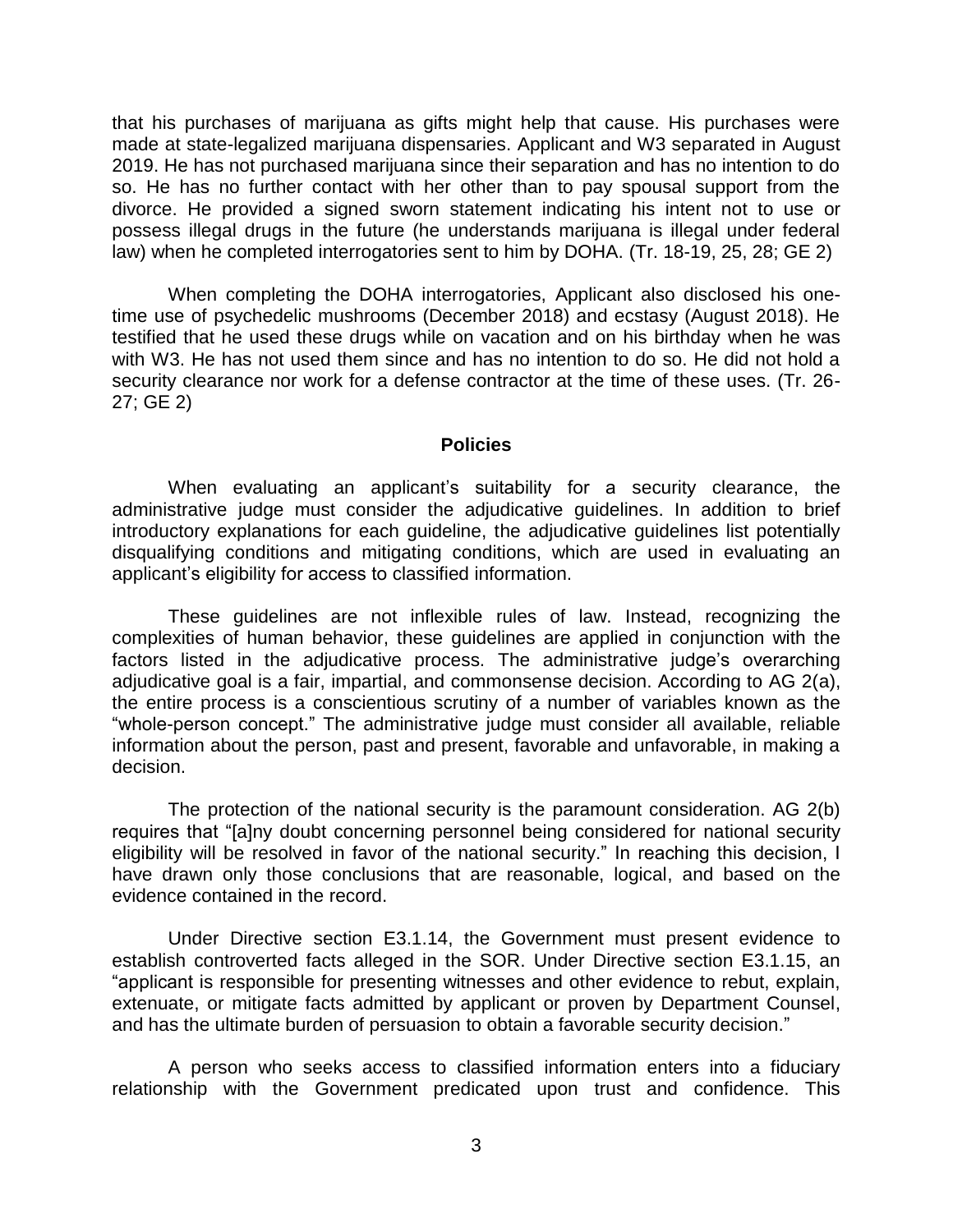that his purchases of marijuana as gifts might help that cause. His purchases were made at state-legalized marijuana dispensaries. Applicant and W3 separated in August 2019. He has not purchased marijuana since their separation and has no intention to do so. He has no further contact with her other than to pay spousal support from the divorce. He provided a signed sworn statement indicating his intent not to use or possess illegal drugs in the future (he understands marijuana is illegal under federal law) when he completed interrogatories sent to him by DOHA. (Tr. 18-19, 25, 28; GE 2)

When completing the DOHA interrogatories, Applicant also disclosed his one-time use of psychedelic mushrooms (December 2018) and ecstasy (August 2018). He testified that he used these drugs while on vacation and on his birthday when he was with W3. He has not used them since and has no intention to do so. He did not hold a security clearance nor work for a defense contractor at the time of these uses. (Tr. 26-27; GE 2)

## Policies

When evaluating an applicant's suitability for a security clearance, the administrative judge must consider the adjudicative guidelines. In addition to brief introductory explanations for each guideline, the adjudicative guidelines list potentially disqualifying conditions and mitigating conditions, which are used in evaluating an applicant's eligibility for access to classified information.

These guidelines are not inflexible rules of law. Instead, recognizing the complexities of human behavior, these guidelines are applied in conjunction with the factors listed in the adjudicative process. The administrative judge's overarching adjudicative goal is a fair, impartial, and commonsense decision. According to AG 2(a), the entire process is a conscientious scrutiny of a number of variables known as the "whole-person concept." The administrative judge must consider all available, reliable information about the person, past and present, favorable and unfavorable, in making a decision.

The protection of the national security is the paramount consideration. AG 2(b) requires that "[a]ny doubt concerning personnel being considered for national security eligibility will be resolved in favor of the national security." In reaching this decision, I have drawn only those conclusions that are reasonable, logical, and based on the evidence contained in the record.

Under Directive section E3.1.14, the Government must present evidence to establish controverted facts alleged in the SOR. Under Directive section E3.1.15, an "applicant is responsible for presenting witnesses and other evidence to rebut, explain, extenuate, or mitigate facts admitted by applicant or proven by Department Counsel, and has the ultimate burden of persuasion to obtain a favorable security decision."

A person who seeks access to classified information enters into a fiduciary relationship with the Government predicated upon trust and confidence. This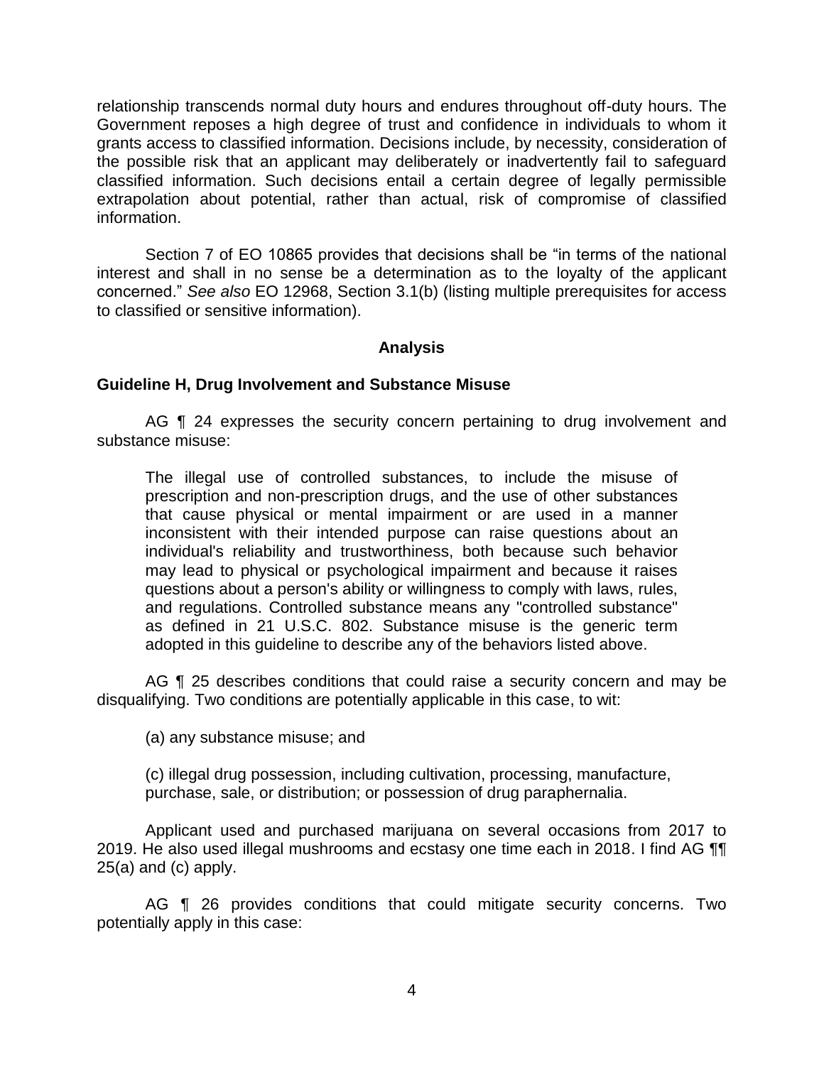relationship transcends normal duty hours and endures throughout off-duty hours. The Government reposes a high degree of trust and confidence in individuals to whom it grants access to classified information. Decisions include, by necessity, consideration of the possible risk that an applicant may deliberately or inadvertently fail to safeguard classified information. Such decisions entail a certain degree of legally permissible extrapolation about potential, rather than actual, risk of compromise of classified information.

Section 7 of EO 10865 provides that decisions shall be "in terms of the national interest and shall in no sense be a determination as to the loyalty of the applicant concerned." *See also* EO 12968, Section 3.1(b) (listing multiple prerequisites for access to classified or sensitive information).

## Analysis

### Guideline H, Drug Involvement and Substance Misuse

AG ¶ 24 expresses the security concern pertaining to drug involvement and substance misuse:

> The illegal use of controlled substances, to include the misuse of prescription and non-prescription drugs, and the use of other substances that cause physical or mental impairment or are used in a manner inconsistent with their intended purpose can raise questions about an individual's reliability and trustworthiness, both because such behavior may lead to physical or psychological impairment and because it raises questions about a person's ability or willingness to comply with laws, rules, and regulations. Controlled substance means any "controlled substance" as defined in 21 U.S.C. 802. Substance misuse is the generic term adopted in this guideline to describe any of the behaviors listed above.

AG ¶ 25 describes conditions that could raise a security concern and may be disqualifying. Two conditions are potentially applicable in this case, to wit:

> (a) any substance misuse; and
>
> (c) illegal drug possession, including cultivation, processing, manufacture, purchase, sale, or distribution; or possession of drug paraphernalia.

Applicant used and purchased marijuana on several occasions from 2017 to 2019. He also used illegal mushrooms and ecstasy one time each in 2018. I find AG ¶¶ 25(a) and (c) apply.

AG ¶ 26 provides conditions that could mitigate security concerns. Two potentially apply in this case: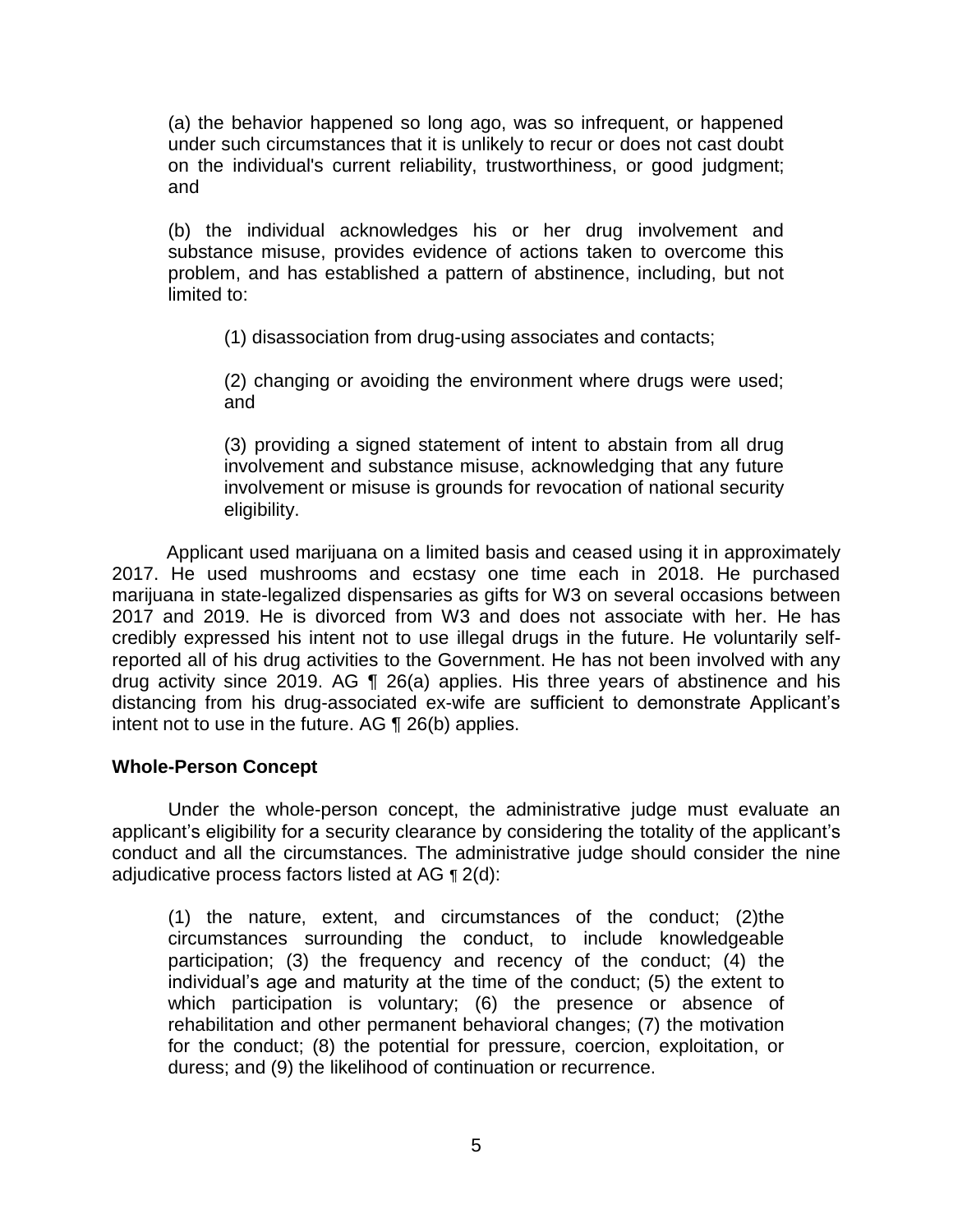(a) the behavior happened so long ago, was so infrequent, or happened under such circumstances that it is unlikely to recur or does not cast doubt on the individual's current reliability, trustworthiness, or good judgment; and

(b) the individual acknowledges his or her drug involvement and substance misuse, provides evidence of actions taken to overcome this problem, and has established a pattern of abstinence, including, but not limited to:

(1) disassociation from drug-using associates and contacts;

(2) changing or avoiding the environment where drugs were used; and

(3) providing a signed statement of intent to abstain from all drug involvement and substance misuse, acknowledging that any future involvement or misuse is grounds for revocation of national security eligibility.

Applicant used marijuana on a limited basis and ceased using it in approximately 2017. He used mushrooms and ecstasy one time each in 2018. He purchased marijuana in state-legalized dispensaries as gifts for W3 on several occasions between 2017 and 2019. He is divorced from W3 and does not associate with her. He has credibly expressed his intent not to use illegal drugs in the future. He voluntarily self-reported all of his drug activities to the Government. He has not been involved with any drug activity since 2019. AG ¶ 26(a) applies. His three years of abstinence and his distancing from his drug-associated ex-wife are sufficient to demonstrate Applicant's intent not to use in the future. AG ¶ 26(b) applies.

**Whole-Person Concept**

Under the whole-person concept, the administrative judge must evaluate an applicant's eligibility for a security clearance by considering the totality of the applicant's conduct and all the circumstances. The administrative judge should consider the nine adjudicative process factors listed at AG ¶ 2(d):

(1) the nature, extent, and circumstances of the conduct; (2)the circumstances surrounding the conduct, to include knowledgeable participation; (3) the frequency and recency of the conduct; (4) the individual's age and maturity at the time of the conduct; (5) the extent to which participation is voluntary; (6) the presence or absence of rehabilitation and other permanent behavioral changes; (7) the motivation for the conduct; (8) the potential for pressure, coercion, exploitation, or duress; and (9) the likelihood of continuation or recurrence.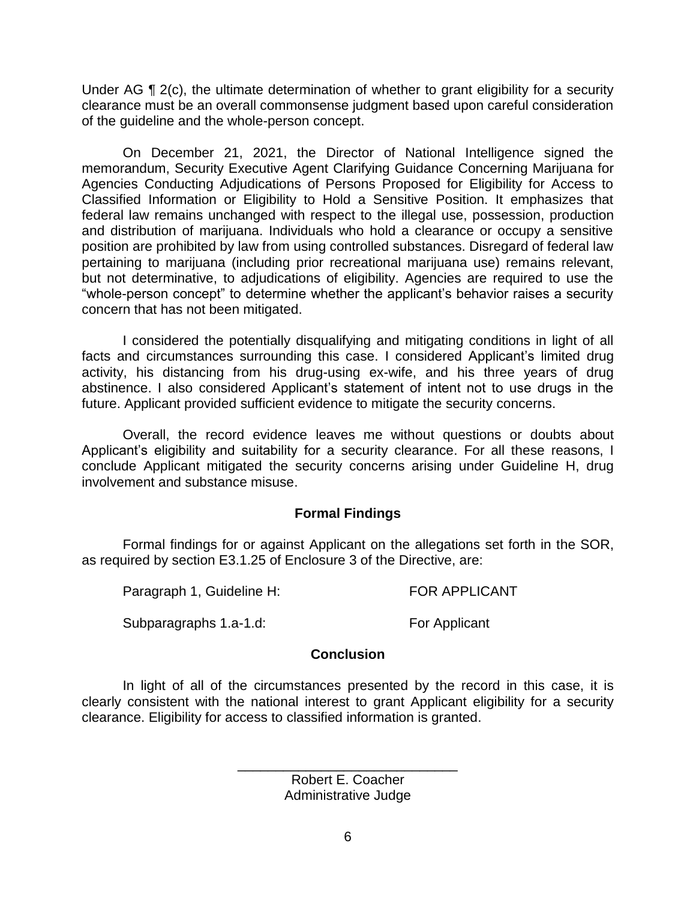Under AG ¶ 2(c), the ultimate determination of whether to grant eligibility for a security clearance must be an overall commonsense judgment based upon careful consideration of the guideline and the whole-person concept.

On December 21, 2021, the Director of National Intelligence signed the memorandum, Security Executive Agent Clarifying Guidance Concerning Marijuana for Agencies Conducting Adjudications of Persons Proposed for Eligibility for Access to Classified Information or Eligibility to Hold a Sensitive Position. It emphasizes that federal law remains unchanged with respect to the illegal use, possession, production and distribution of marijuana. Individuals who hold a clearance or occupy a sensitive position are prohibited by law from using controlled substances. Disregard of federal law pertaining to marijuana (including prior recreational marijuana use) remains relevant, but not determinative, to adjudications of eligibility. Agencies are required to use the "whole-person concept" to determine whether the applicant's behavior raises a security concern that has not been mitigated.

I considered the potentially disqualifying and mitigating conditions in light of all facts and circumstances surrounding this case. I considered Applicant's limited drug activity, his distancing from his drug-using ex-wife, and his three years of drug abstinence. I also considered Applicant's statement of intent not to use drugs in the future. Applicant provided sufficient evidence to mitigate the security concerns.

Overall, the record evidence leaves me without questions or doubts about Applicant's eligibility and suitability for a security clearance. For all these reasons, I conclude Applicant mitigated the security concerns arising under Guideline H, drug involvement and substance misuse.

## Formal Findings

Formal findings for or against Applicant on the allegations set forth in the SOR, as required by section E3.1.25 of Enclosure 3 of the Directive, are:

| | |
|---|---|
| Paragraph 1, Guideline H: | FOR APPLICANT |
| Subparagraphs 1.a-1.d: | For Applicant |

## Conclusion

In light of all of the circumstances presented by the record in this case, it is clearly consistent with the national interest to grant Applicant eligibility for a security clearance. Eligibility for access to classified information is granted.

______________________________

Robert E. Coacher
Administrative Judge